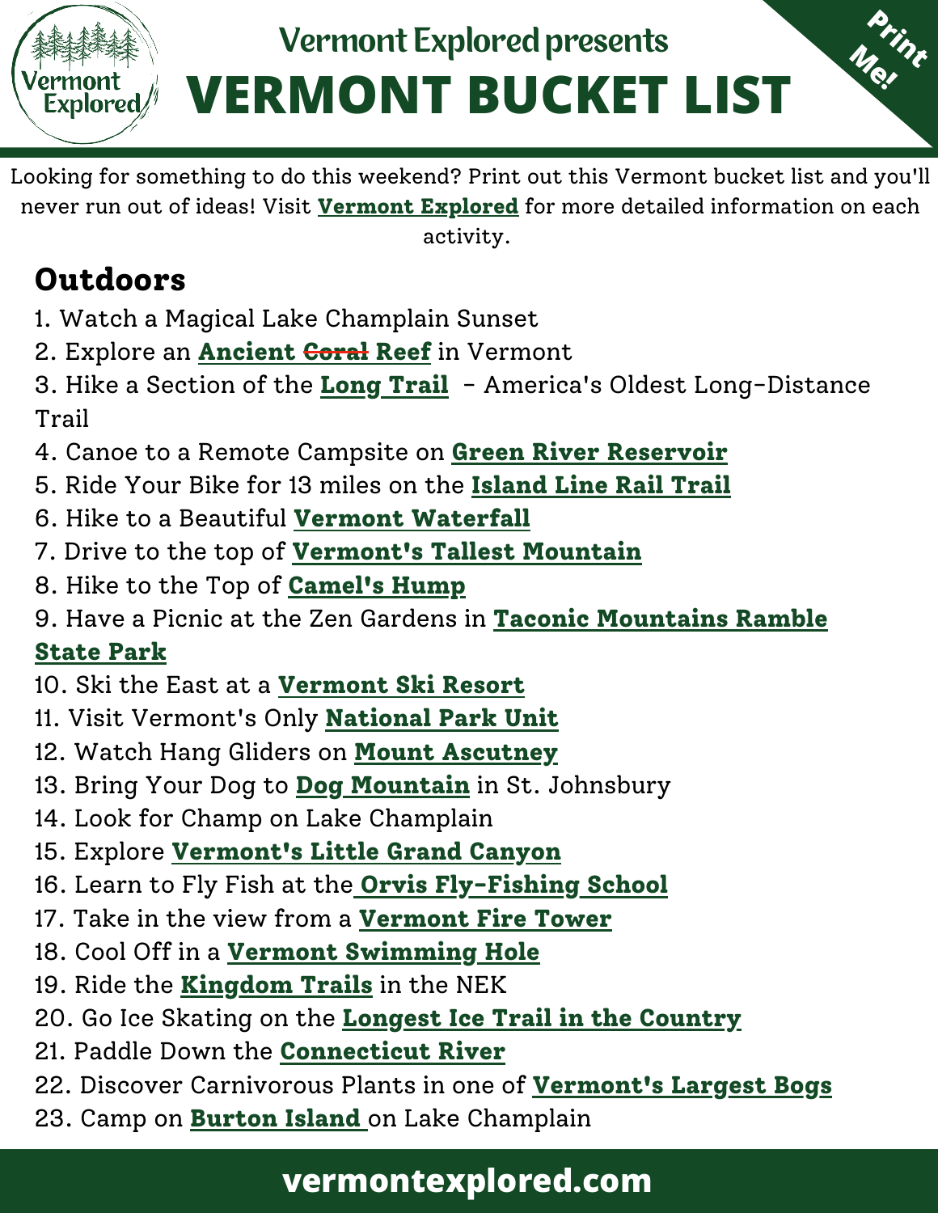Vermont Explored presents

# VERMONT BUCKET LIST

Print Me!

Looking for something to do this weekend? Print out this Vermont bucket list and you'll never run out of ideas! Visit **Vermont Explored** for more detailed information on each activity.

## Outdoors

1. Watch a Magical Lake Champlain Sunset
2. Explore an **Ancient ~~Coral~~ Reef** in Vermont
3. Hike a Section of the **Long Trail** - America's Oldest Long-Distance Trail
4. Canoe to a Remote Campsite on **Green River Reservoir**
5. Ride Your Bike for 13 miles on the **Island Line Rail Trail**
6. Hike to a Beautiful **Vermont Waterfall**
7. Drive to the top of **Vermont's Tallest Mountain**
8. Hike to the Top of **Camel's Hump**
9. Have a Picnic at the Zen Gardens in **Taconic Mountains Ramble State Park**
10. Ski the East at a **Vermont Ski Resort**
11. Visit Vermont's Only **National Park Unit**
12. Watch Hang Gliders on **Mount Ascutney**
13. Bring Your Dog to **Dog Mountain** in St. Johnsbury
14. Look for Champ on Lake Champlain
15. Explore **Vermont's Little Grand Canyon**
16. Learn to Fly Fish at the **Orvis Fly-Fishing School**
17. Take in the view from a **Vermont Fire Tower**
18. Cool Off in a **Vermont Swimming Hole**
19. Ride the **Kingdom Trails** in the NEK
20. Go Ice Skating on the **Longest Ice Trail in the Country**
21. Paddle Down the **Connecticut River**
22. Discover Carnivorous Plants in one of **Vermont's Largest Bogs**
23. Camp on **Burton Island** on Lake Champlain

vermontexplored.com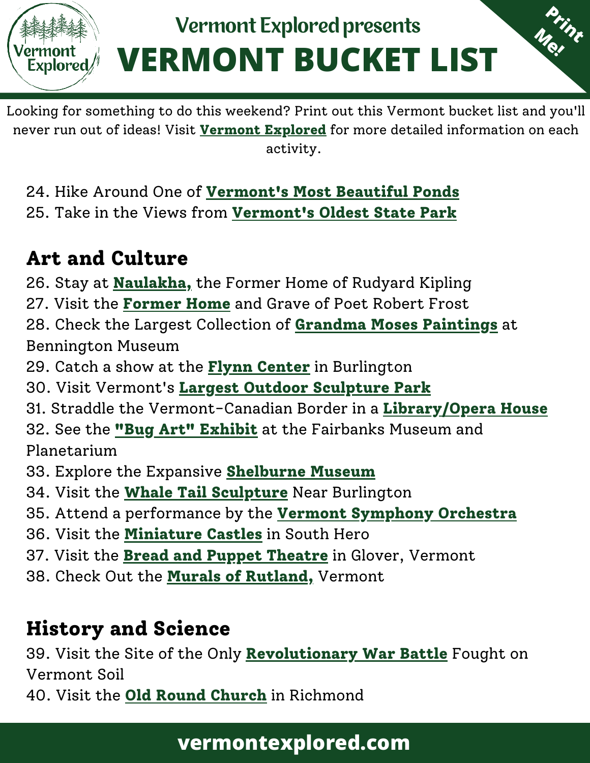# Vermont Explored presents
# VERMONT BUCKET LIST

Print Me!

Looking for something to do this weekend? Print out this Vermont bucket list and you'll never run out of ideas! Visit **Vermont Explored** for more detailed information on each activity.

24. Hike Around One of **Vermont's Most Beautiful Ponds**
25. Take in the Views from **Vermont's Oldest State Park**

## Art and Culture

26. Stay at **Naulakha,** the Former Home of Rudyard Kipling
27. Visit the **Former Home** and Grave of Poet Robert Frost
28. Check the Largest Collection of **Grandma Moses Paintings** at Bennington Museum
29. Catch a show at the **Flynn Center** in Burlington
30. Visit Vermont's **Largest Outdoor Sculpture Park**
31. Straddle the Vermont-Canadian Border in a **Library/Opera House**
32. See the **"Bug Art" Exhibit** at the Fairbanks Museum and Planetarium
33. Explore the Expansive **Shelburne Museum**
34. Visit the **Whale Tail Sculpture** Near Burlington
35. Attend a performance by the **Vermont Symphony Orchestra**
36. Visit the **Miniature Castles** in South Hero
37. Visit the **Bread and Puppet Theatre** in Glover, Vermont
38. Check Out the **Murals of Rutland,** Vermont

## History and Science

39. Visit the Site of the Only **Revolutionary War Battle** Fought on Vermont Soil
40. Visit the **Old Round Church** in Richmond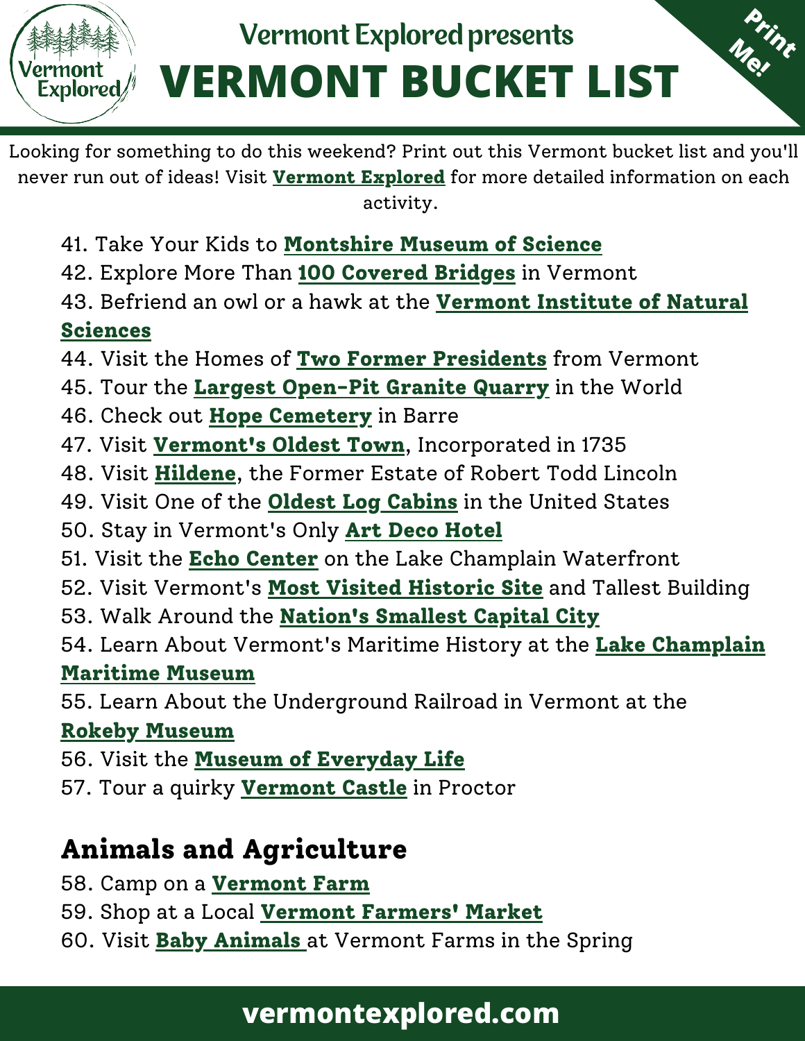Vermont Explored presents

# VERMONT BUCKET LIST

Print Me!

Looking for something to do this weekend? Print out this Vermont bucket list and you'll never run out of ideas! Visit **Vermont Explored** for more detailed information on each activity.

41. Take Your Kids to **Montshire Museum of Science**
42. Explore More Than **100 Covered Bridges** in Vermont
43. Befriend an owl or a hawk at the **Vermont Institute of Natural Sciences**
44. Visit the Homes of **Two Former Presidents** from Vermont
45. Tour the **Largest Open-Pit Granite Quarry** in the World
46. Check out **Hope Cemetery** in Barre
47. Visit **Vermont's Oldest Town**, Incorporated in 1735
48. Visit **Hildene**, the Former Estate of Robert Todd Lincoln
49. Visit One of the **Oldest Log Cabins** in the United States
50. Stay in Vermont's Only **Art Deco Hotel**
51. Visit the **Echo Center** on the Lake Champlain Waterfront
52. Visit Vermont's **Most Visited Historic Site** and Tallest Building
53. Walk Around the **Nation's Smallest Capital City**
54. Learn About Vermont's Maritime History at the **Lake Champlain Maritime Museum**
55. Learn About the Underground Railroad in Vermont at the **Rokeby Museum**
56. Visit the **Museum of Everyday Life**
57. Tour a quirky **Vermont Castle** in Proctor

## Animals and Agriculture

58. Camp on a **Vermont Farm**
59. Shop at a Local **Vermont Farmers' Market**
60. Visit **Baby Animals** at Vermont Farms in the Spring

vermontexplored.com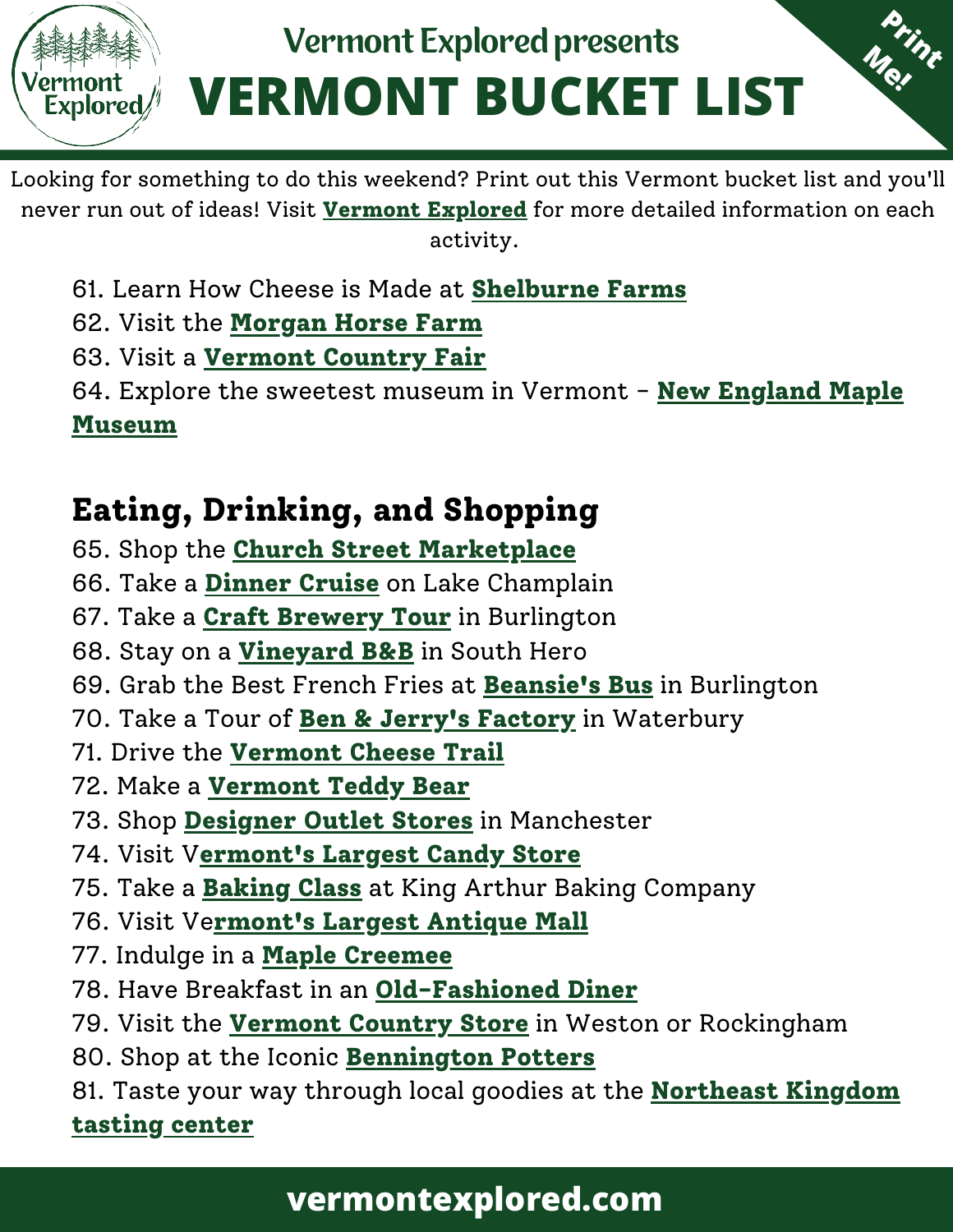# Vermont Explored presents VERMONT BUCKET LIST

Print Me!

Looking for something to do this weekend? Print out this Vermont bucket list and you'll never run out of ideas! Visit **Vermont Explored** for more detailed information on each activity.

61. Learn How Cheese is Made at **Shelburne Farms**
62. Visit the **Morgan Horse Farm**
63. Visit a **Vermont Country Fair**
64. Explore the sweetest museum in Vermont - **New England Maple Museum**

## Eating, Drinking, and Shopping

65. Shop the **Church Street Marketplace**
66. Take a **Dinner Cruise** on Lake Champlain
67. Take a **Craft Brewery Tour** in Burlington
68. Stay on a **Vineyard B&B** in South Hero
69. Grab the Best French Fries at **Beansie's Bus** in Burlington
70. Take a Tour of **Ben & Jerry's Factory** in Waterbury
71. Drive the **Vermont Cheese Trail**
72. Make a **Vermont Teddy Bear**
73. Shop **Designer Outlet Stores** in Manchester
74. Visit V**ermont's Largest Candy Store**
75. Take a **Baking Class** at King Arthur Baking Company
76. Visit Ve**rmont's Largest Antique Mall**
77. Indulge in a **Maple Creemee**
78. Have Breakfast in an **Old-Fashioned Diner**
79. Visit the **Vermont Country Store** in Weston or Rockingham
80. Shop at the Iconic **Bennington Potters**
81. Taste your way through local goodies at the **Northeast Kingdom tasting center**

vermontexplored.com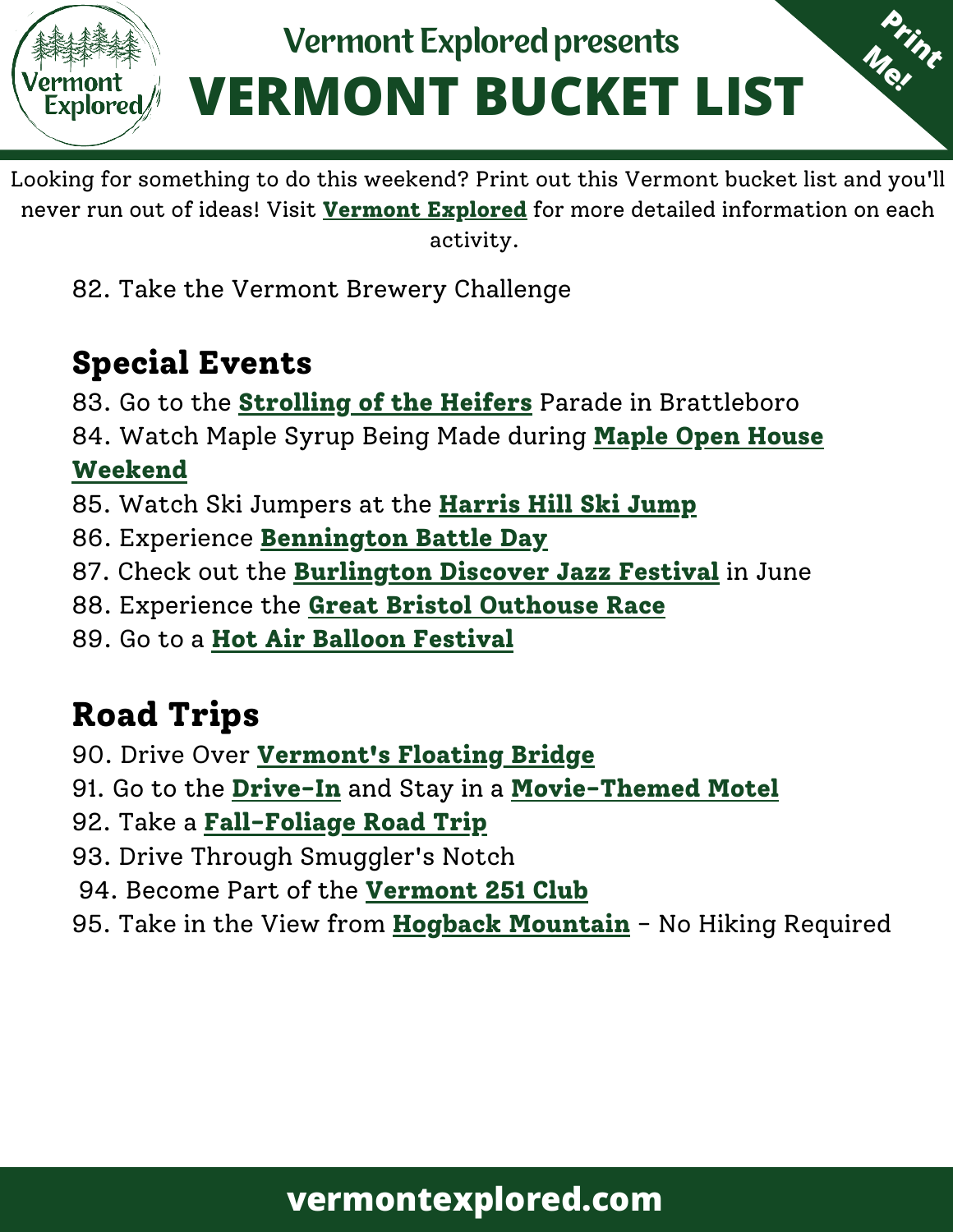Vermont Explored presents

# VERMONT BUCKET LIST

Print Me!

Looking for something to do this weekend? Print out this Vermont bucket list and you'll never run out of ideas! Visit **Vermont Explored** for more detailed information on each activity.

82. Take the Vermont Brewery Challenge

## Special Events

83. Go to the **Strolling of the Heifers** Parade in Brattleboro
84. Watch Maple Syrup Being Made during **Maple Open House Weekend**
85. Watch Ski Jumpers at the **Harris Hill Ski Jump**
86. Experience **Bennington Battle Day**
87. Check out the **Burlington Discover Jazz Festival** in June
88. Experience the **Great Bristol Outhouse Race**
89. Go to a **Hot Air Balloon Festival**

## Road Trips

90. Drive Over **Vermont's Floating Bridge**
91. Go to the **Drive-In** and Stay in a **Movie-Themed Motel**
92. Take a **Fall-Foliage Road Trip**
93. Drive Through Smuggler's Notch
94. Become Part of the **Vermont 251 Club**
95. Take in the View from **Hogback Mountain** - No Hiking Required

vermontexplored.com